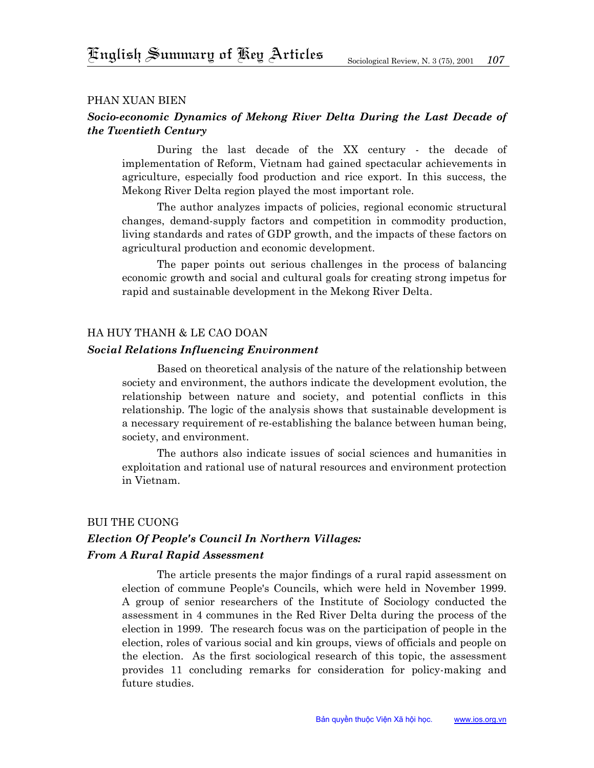# English Summary of Key Articles

PHAN XUAN BIEN

***Socio-economic Dynamics of Mekong River Delta During the Last Decade of the Twentieth Century***

During the last decade of the XX century - the decade of implementation of Reform, Vietnam had gained spectacular achievements in agriculture, especially food production and rice export. In this success, the Mekong River Delta region played the most important role.

The author analyzes impacts of policies, regional economic structural changes, demand-supply factors and competition in commodity production, living standards and rates of GDP growth, and the impacts of these factors on agricultural production and economic development.

The paper points out serious challenges in the process of balancing economic growth and social and cultural goals for creating strong impetus for rapid and sustainable development in the Mekong River Delta.

HA HUY THANH & LE CAO DOAN

***Social Relations Influencing Environment***

Based on theoretical analysis of the nature of the relationship between society and environment, the authors indicate the development evolution, the relationship between nature and society, and potential conflicts in this relationship. The logic of the analysis shows that sustainable development is a necessary requirement of re-establishing the balance between human being, society, and environment.

The authors also indicate issues of social sciences and humanities in exploitation and rational use of natural resources and environment protection in Vietnam.

BUI THE CUONG

***Election Of People's Council In Northern Villages: From A Rural Rapid Assessment***

The article presents the major findings of a rural rapid assessment on election of commune People's Councils, which were held in November 1999. A group of senior researchers of the Institute of Sociology conducted the assessment in 4 communes in the Red River Delta during the process of the election in 1999. The research focus was on the participation of people in the election, roles of various social and kin groups, views of officials and people on the election. As the first sociological research of this topic, the assessment provides 11 concluding remarks for consideration for policy-making and future studies.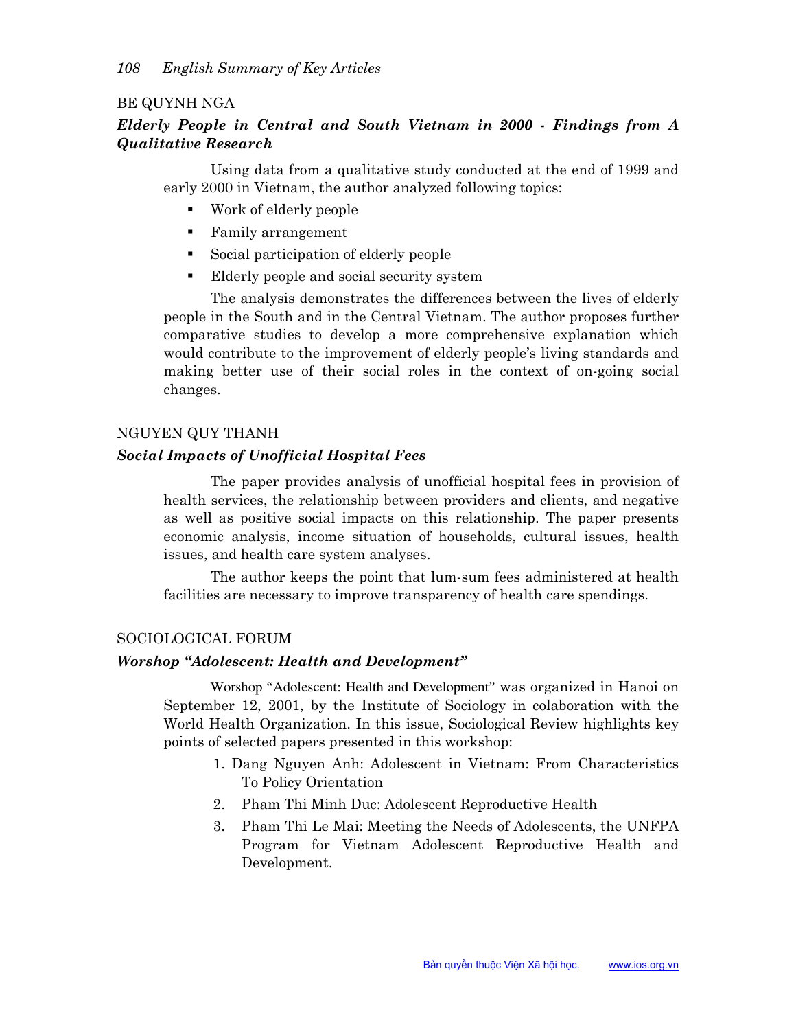BE QUYNH NGA

### *Elderly People in Central and South Vietnam in 2000 - Findings from A Qualitative Research*

Using data from a qualitative study conducted at the end of 1999 and early 2000 in Vietnam, the author analyzed following topics:

- Work of elderly people
- Family arrangement
- Social participation of elderly people
- Elderly people and social security system

The analysis demonstrates the differences between the lives of elderly people in the South and in the Central Vietnam. The author proposes further comparative studies to develop a more comprehensive explanation which would contribute to the improvement of elderly people's living standards and making better use of their social roles in the context of on-going social changes.

NGUYEN QUY THANH

### *Social Impacts of Unofficial Hospital Fees*

The paper provides analysis of unofficial hospital fees in provision of health services, the relationship between providers and clients, and negative as well as positive social impacts on this relationship. The paper presents economic analysis, income situation of households, cultural issues, health issues, and health care system analyses.

The author keeps the point that lum-sum fees administered at health facilities are necessary to improve transparency of health care spendings.

SOCIOLOGICAL FORUM

### *Worshop "Adolescent: Health and Development"*

Worshop "Adolescent: Health and Development" was organized in Hanoi on September 12, 2001, by the Institute of Sociology in colaboration with the World Health Organization. In this issue, Sociological Review highlights key points of selected papers presented in this workshop:

1. Dang Nguyen Anh: Adolescent in Vietnam: From Characteristics To Policy Orientation
2. Pham Thi Minh Duc: Adolescent Reproductive Health
3. Pham Thi Le Mai: Meeting the Needs of Adolescents, the UNFPA Program for Vietnam Adolescent Reproductive Health and Development.